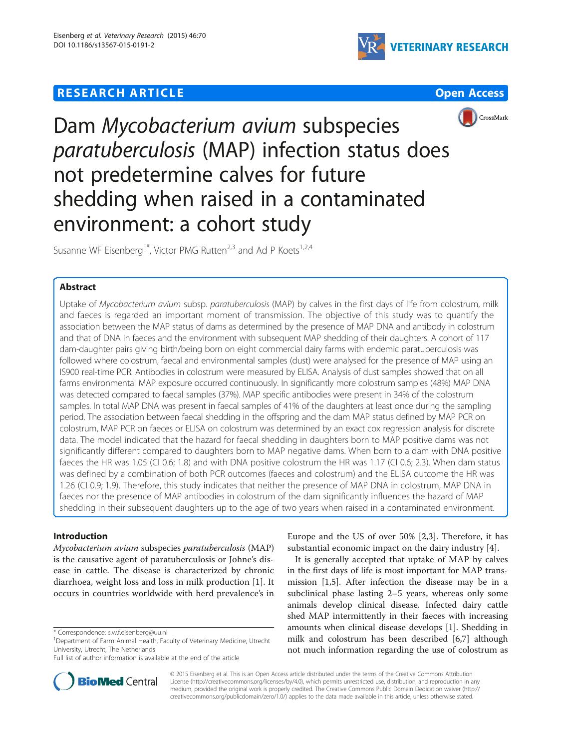**RESEARCH ARTICLE** **Open Access**

# Dam *Mycobacterium avium* subspecies *paratuberculosis* (MAP) infection status does not predetermine calves for future shedding when raised in a contaminated environment: a cohort study

Susanne WF Eisenberg[1*], Victor PMG Rutten[2,3] and Ad P Koets[1,2,4]

## Abstract

Uptake of *Mycobacterium avium* subsp. *paratuberculosis* (MAP) by calves in the first days of life from colostrum, milk and faeces is regarded an important moment of transmission. The objective of this study was to quantify the association between the MAP status of dams as determined by the presence of MAP DNA and antibody in colostrum and that of DNA in faeces and the environment with subsequent MAP shedding of their daughters. A cohort of 117 dam-daughter pairs giving birth/being born on eight commercial dairy farms with endemic paratuberculosis was followed where colostrum, faecal and environmental samples (dust) were analysed for the presence of MAP using an IS900 real-time PCR. Antibodies in colostrum were measured by ELISA. Analysis of dust samples showed that on all farms environmental MAP exposure occurred continuously. In significantly more colostrum samples (48%) MAP DNA was detected compared to faecal samples (37%). MAP specific antibodies were present in 34% of the colostrum samples. In total MAP DNA was present in faecal samples of 41% of the daughters at least once during the sampling period. The association between faecal shedding in the offspring and the dam MAP status defined by MAP PCR on colostrum, MAP PCR on faeces or ELISA on colostrum was determined by an exact cox regression analysis for discrete data. The model indicated that the hazard for faecal shedding in daughters born to MAP positive dams was not significantly different compared to daughters born to MAP negative dams. When born to a dam with DNA positive faeces the HR was 1.05 (CI 0.6; 1.8) and with DNA positive colostrum the HR was 1.17 (CI 0.6; 2.3). When dam status was defined by a combination of both PCR outcomes (faeces and colostrum) and the ELISA outcome the HR was 1.26 (CI 0.9; 1.9). Therefore, this study indicates that neither the presence of MAP DNA in colostrum, MAP DNA in faeces nor the presence of MAP antibodies in colostrum of the dam significantly influences the hazard of MAP shedding in their subsequent daughters up to the age of two years when raised in a contaminated environment.

## Introduction

*Mycobacterium avium* subspecies *paratuberculosis* (MAP) is the causative agent of paratuberculosis or Johne's disease in cattle. The disease is characterized by chronic diarrhoea, weight loss and loss in milk production [1]. It occurs in countries worldwide with herd prevalence's in Europe and the US of over 50% [2,3]. Therefore, it has substantial economic impact on the dairy industry [4].

It is generally accepted that uptake of MAP by calves in the first days of life is most important for MAP transmission [1,5]. After infection the disease may be in a subclinical phase lasting 2–5 years, whereas only some animals develop clinical disease. Infected dairy cattle shed MAP intermittently in their faeces with increasing amounts when clinical disease develops [1]. Shedding in milk and colostrum has been described [6,7] although not much information regarding the use of colostrum as

\* Correspondence: s.w.f.eisenberg@uu.nl
[1]Department of Farm Animal Health, Faculty of Veterinary Medicine, Utrecht University, Utrecht, The Netherlands
Full list of author information is available at the end of the article

© 2015 Eisenberg et al. This is an Open Access article distributed under the terms of the Creative Commons Attribution License (http://creativecommons.org/licenses/by/4.0), which permits unrestricted use, distribution, and reproduction in any medium, provided the original work is properly credited. The Creative Commons Public Domain Dedication waiver (http://creativecommons.org/publicdomain/zero/1.0/) applies to the data made available in this article, unless otherwise stated.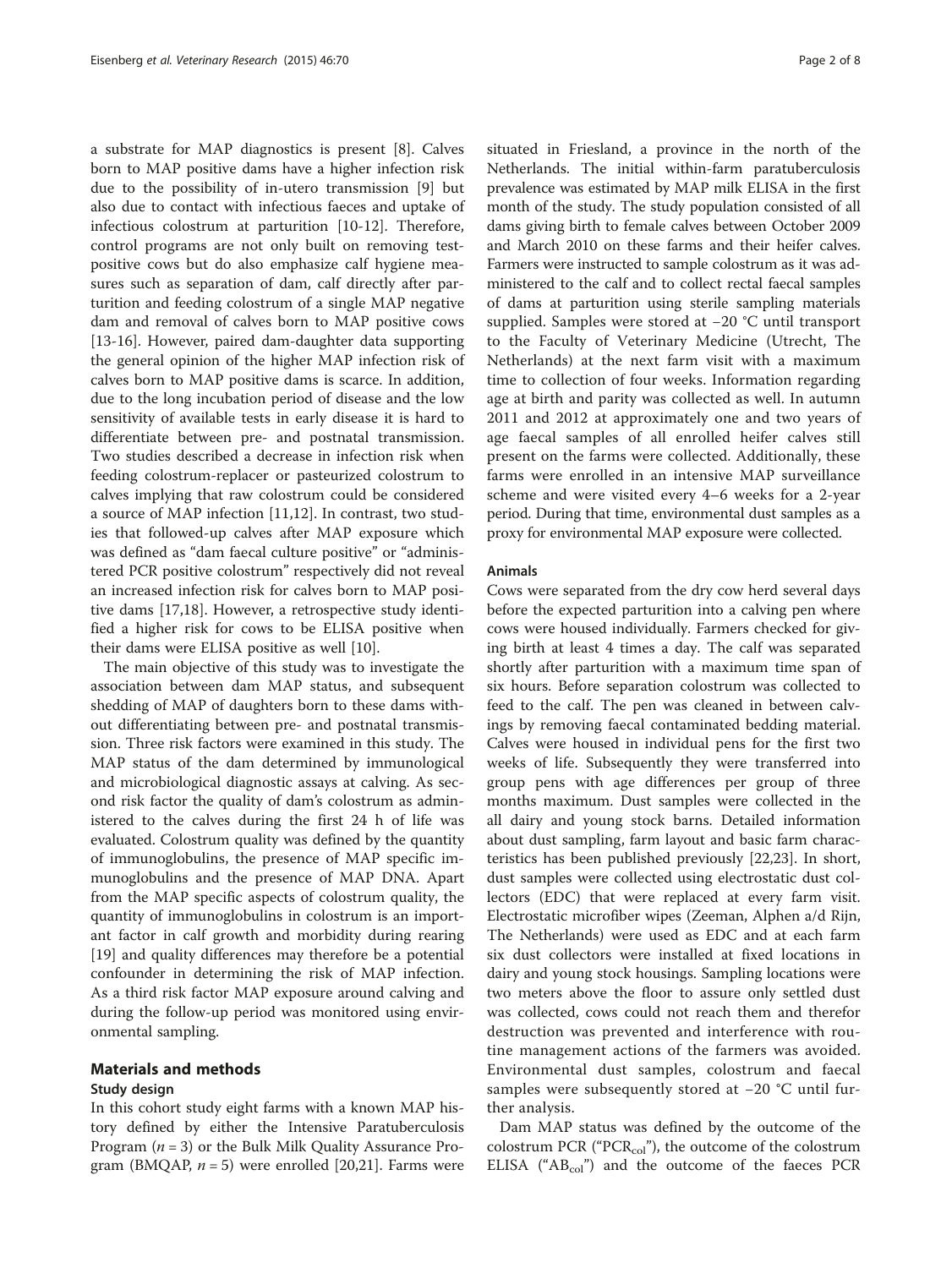a substrate for MAP diagnostics is present [8]. Calves born to MAP positive dams have a higher infection risk due to the possibility of in-utero transmission [9] but also due to contact with infectious faeces and uptake of infectious colostrum at parturition [10-12]. Therefore, control programs are not only built on removing test-positive cows but do also emphasize calf hygiene measures such as separation of dam, calf directly after parturition and feeding colostrum of a single MAP negative dam and removal of calves born to MAP positive cows [13-16]. However, paired dam-daughter data supporting the general opinion of the higher MAP infection risk of calves born to MAP positive dams is scarce. In addition, due to the long incubation period of disease and the low sensitivity of available tests in early disease it is hard to differentiate between pre- and postnatal transmission. Two studies described a decrease in infection risk when feeding colostrum-replacer or pasteurized colostrum to calves implying that raw colostrum could be considered a source of MAP infection [11,12]. In contrast, two studies that followed-up calves after MAP exposure which was defined as "dam faecal culture positive" or "administered PCR positive colostrum" respectively did not reveal an increased infection risk for calves born to MAP positive dams [17,18]. However, a retrospective study identified a higher risk for cows to be ELISA positive when their dams were ELISA positive as well [10].

The main objective of this study was to investigate the association between dam MAP status, and subsequent shedding of MAP of daughters born to these dams without differentiating between pre- and postnatal transmission. Three risk factors were examined in this study. The MAP status of the dam determined by immunological and microbiological diagnostic assays at calving. As second risk factor the quality of dam's colostrum as administered to the calves during the first 24 h of life was evaluated. Colostrum quality was defined by the quantity of immunoglobulins, the presence of MAP specific immunoglobulins and the presence of MAP DNA. Apart from the MAP specific aspects of colostrum quality, the quantity of immunoglobulins in colostrum is an important factor in calf growth and morbidity during rearing [19] and quality differences may therefore be a potential confounder in determining the risk of MAP infection. As a third risk factor MAP exposure around calving and during the follow-up period was monitored using environmental sampling.

## Materials and methods

### Study design

In this cohort study eight farms with a known MAP history defined by either the Intensive Paratuberculosis Program ($n = 3$) or the Bulk Milk Quality Assurance Program (BMQAP, $n = 5$) were enrolled [20,21]. Farms were situated in Friesland, a province in the north of the Netherlands. The initial within-farm paratuberculosis prevalence was estimated by MAP milk ELISA in the first month of the study. The study population consisted of all dams giving birth to female calves between October 2009 and March 2010 on these farms and their heifer calves. Farmers were instructed to sample colostrum as it was administered to the calf and to collect rectal faecal samples of dams at parturition using sterile sampling materials supplied. Samples were stored at −20 °C until transport to the Faculty of Veterinary Medicine (Utrecht, The Netherlands) at the next farm visit with a maximum time to collection of four weeks. Information regarding age at birth and parity was collected as well. In autumn 2011 and 2012 at approximately one and two years of age faecal samples of all enrolled heifer calves still present on the farms were collected. Additionally, these farms were enrolled in an intensive MAP surveillance scheme and were visited every 4–6 weeks for a 2-year period. During that time, environmental dust samples as a proxy for environmental MAP exposure were collected.

### Animals

Cows were separated from the dry cow herd several days before the expected parturition into a calving pen where cows were housed individually. Farmers checked for giving birth at least 4 times a day. The calf was separated shortly after parturition with a maximum time span of six hours. Before separation colostrum was collected to feed to the calf. The pen was cleaned in between calvings by removing faecal contaminated bedding material. Calves were housed in individual pens for the first two weeks of life. Subsequently they were transferred into group pens with age differences per group of three months maximum. Dust samples were collected in the all dairy and young stock barns. Detailed information about dust sampling, farm layout and basic farm characteristics has been published previously [22,23]. In short, dust samples were collected using electrostatic dust collectors (EDC) that were replaced at every farm visit. Electrostatic microfiber wipes (Zeeman, Alphen a/d Rijn, The Netherlands) were used as EDC and at each farm six dust collectors were installed at fixed locations in dairy and young stock housings. Sampling locations were two meters above the floor to assure only settled dust was collected, cows could not reach them and therefor destruction was prevented and interference with routine management actions of the farmers was avoided. Environmental dust samples, colostrum and faecal samples were subsequently stored at −20 °C until further analysis.

Dam MAP status was defined by the outcome of the colostrum PCR ("$PCR_{col}$"), the outcome of the colostrum ELISA ("$AB_{col}$") and the outcome of the faeces PCR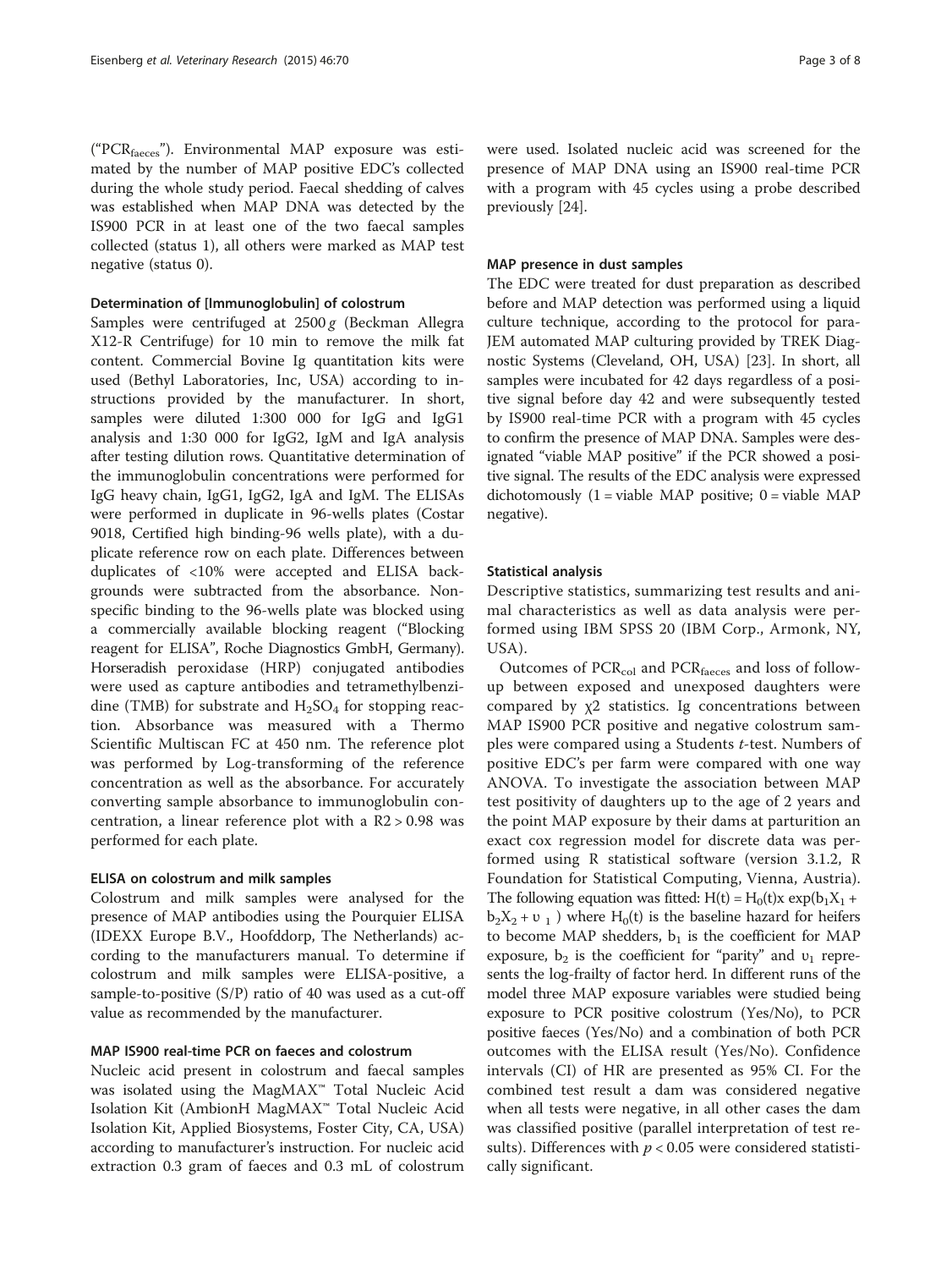("$PCR_{faeces}$"). Environmental MAP exposure was estimated by the number of MAP positive EDC's collected during the whole study period. Faecal shedding of calves was established when MAP DNA was detected by the IS900 PCR in at least one of the two faecal samples collected (status 1), all others were marked as MAP test negative (status 0).

#### Determination of [Immunoglobulin] of colostrum

Samples were centrifuged at 2500 *g* (Beckman Allegra X12-R Centrifuge) for 10 min to remove the milk fat content. Commercial Bovine Ig quantitation kits were used (Bethyl Laboratories, Inc, USA) according to instructions provided by the manufacturer. In short, samples were diluted 1:300 000 for IgG and IgG1 analysis and 1:30 000 for IgG2, IgM and IgA analysis after testing dilution rows. Quantitative determination of the immunoglobulin concentrations were performed for IgG heavy chain, IgG1, IgG2, IgA and IgM. The ELISAs were performed in duplicate in 96-wells plates (Costar 9018, Certified high binding-96 wells plate), with a duplicate reference row on each plate. Differences between duplicates of <10% were accepted and ELISA backgrounds were subtracted from the absorbance. Non-specific binding to the 96-wells plate was blocked using a commercially available blocking reagent ("Blocking reagent for ELISA", Roche Diagnostics GmbH, Germany). Horseradish peroxidase (HRP) conjugated antibodies were used as capture antibodies and tetramethylbenzidine (TMB) for substrate and $H_2SO_4$ for stopping reaction. Absorbance was measured with a Thermo Scientific Multiscan FC at 450 nm. The reference plot was performed by Log-transforming of the reference concentration as well as the absorbance. For accurately converting sample absorbance to immunoglobulin concentration, a linear reference plot with a $R2 > 0.98$ was performed for each plate.

#### ELISA on colostrum and milk samples

Colostrum and milk samples were analysed for the presence of MAP antibodies using the Pourquier ELISA (IDEXX Europe B.V., Hoofddorp, The Netherlands) according to the manufacturers manual. To determine if colostrum and milk samples were ELISA-positive, a sample-to-positive (S/P) ratio of 40 was used as a cut-off value as recommended by the manufacturer.

#### MAP IS900 real-time PCR on faeces and colostrum

Nucleic acid present in colostrum and faecal samples was isolated using the MagMAX™ Total Nucleic Acid Isolation Kit (AmbionH MagMAX™ Total Nucleic Acid Isolation Kit, Applied Biosystems, Foster City, CA, USA) according to manufacturer's instruction. For nucleic acid extraction 0.3 gram of faeces and 0.3 mL of colostrum were used. Isolated nucleic acid was screened for the presence of MAP DNA using an IS900 real-time PCR with a program with 45 cycles using a probe described previously [24].

#### MAP presence in dust samples

The EDC were treated for dust preparation as described before and MAP detection was performed using a liquid culture technique, according to the protocol for para-JEM automated MAP culturing provided by TREK Diagnostic Systems (Cleveland, OH, USA) [23]. In short, all samples were incubated for 42 days regardless of a positive signal before day 42 and were subsequently tested by IS900 real-time PCR with a program with 45 cycles to confirm the presence of MAP DNA. Samples were designated "viable MAP positive" if the PCR showed a positive signal. The results of the EDC analysis were expressed dichotomously (1 = viable MAP positive; 0 = viable MAP negative).

#### Statistical analysis

Descriptive statistics, summarizing test results and animal characteristics as well as data analysis were performed using IBM SPSS 20 (IBM Corp., Armonk, NY, USA).

Outcomes of $PCR_{col}$ and $PCR_{faeces}$ and loss of follow-up between exposed and unexposed daughters were compared by $\chi 2$ statistics. Ig concentrations between MAP IS900 PCR positive and negative colostrum samples were compared using a Students *t*-test. Numbers of positive EDC's per farm were compared with one way ANOVA. To investigate the association between MAP test positivity of daughters up to the age of 2 years and the point MAP exposure by their dams at parturition an exact cox regression model for discrete data was performed using R statistical software (version 3.1.2, R Foundation for Statistical Computing, Vienna, Austria). The following equation was fitted: $H(t) = H_0(t) x \exp(b_1X_1 + b_2X_2 + \upsilon_1)$ where $H_0(t)$ is the baseline hazard for heifers to become MAP shedders, $b_1$ is the coefficient for MAP exposure, $b_2$ is the coefficient for "parity" and $\upsilon_1$ represents the log-frailty of factor herd. In different runs of the model three MAP exposure variables were studied being exposure to PCR positive colostrum (Yes/No), to PCR positive faeces (Yes/No) and a combination of both PCR outcomes with the ELISA result (Yes/No). Confidence intervals (CI) of HR are presented as 95% CI. For the combined test result a dam was considered negative when all tests were negative, in all other cases the dam was classified positive (parallel interpretation of test results). Differences with $p < 0.05$ were considered statistically significant.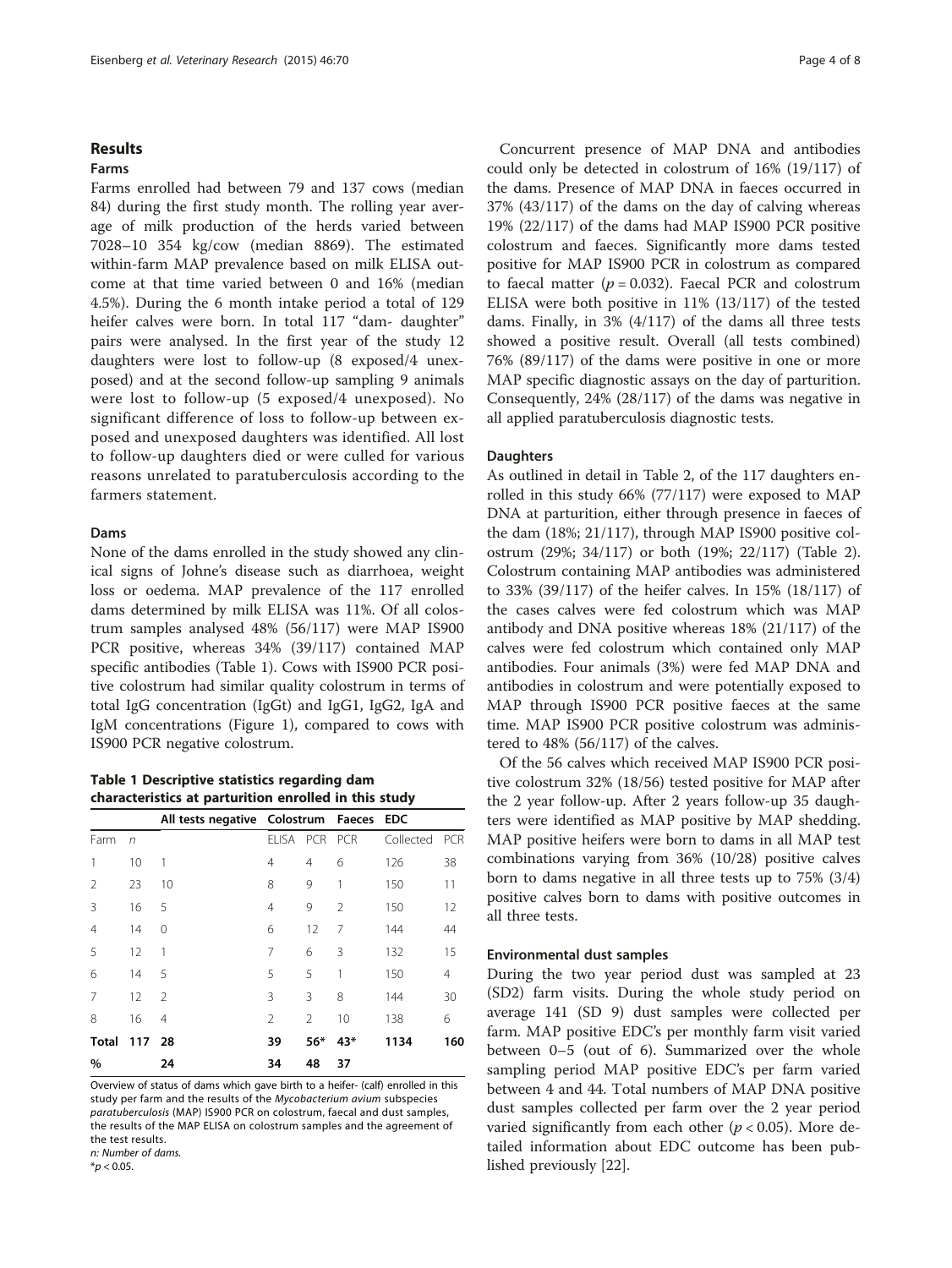## Results

### Farms

Farms enrolled had between 79 and 137 cows (median 84) during the first study month. The rolling year average of milk production of the herds varied between 7028–10 354 kg/cow (median 8869). The estimated within-farm MAP prevalence based on milk ELISA outcome at that time varied between 0 and 16% (median 4.5%). During the 6 month intake period a total of 129 heifer calves were born. In total 117 "dam- daughter" pairs were analysed. In the first year of the study 12 daughters were lost to follow-up (8 exposed/4 unexposed) and at the second follow-up sampling 9 animals were lost to follow-up (5 exposed/4 unexposed). No significant difference of loss to follow-up between exposed and unexposed daughters was identified. All lost to follow-up daughters died or were culled for various reasons unrelated to paratuberculosis according to the farmers statement.

### Dams

None of the dams enrolled in the study showed any clinical signs of Johne's disease such as diarrhoea, weight loss or oedema. MAP prevalence of the 117 enrolled dams determined by milk ELISA was 11%. Of all colostrum samples analysed 48% (56/117) were MAP IS900 PCR positive, whereas 34% (39/117) contained MAP specific antibodies (Table 1). Cows with IS900 PCR positive colostrum had similar quality colostrum in terms of total IgG concentration (IgGt) and IgG1, IgG2, IgA and IgM concentrations (Figure 1), compared to cows with IS900 PCR negative colostrum.

**Table 1 Descriptive statistics regarding dam characteristics at parturition enrolled in this study**

| | | All tests negative | Colostrum | | Faeces | EDC | |
|---|---|---|---|---|---|---|---|
| Farm | *n* | | ELISA | PCR | PCR | Collected | PCR |
| 1 | 10 | 1 | 4 | 4 | 6 | 126 | 38 |
| 2 | 23 | 10 | 8 | 9 | 1 | 150 | 11 |
| 3 | 16 | 5 | 4 | 9 | 2 | 150 | 12 |
| 4 | 14 | 0 | 6 | 12 | 7 | 144 | 44 |
| 5 | 12 | 1 | 7 | 6 | 3 | 132 | 15 |
| 6 | 14 | 5 | 5 | 5 | 1 | 150 | 4 |
| 7 | 12 | 2 | 3 | 3 | 8 | 144 | 30 |
| 8 | 16 | 4 | 2 | 2 | 10 | 138 | 6 |
| **Total** | **117** | **28** | **39** | **56*** | **43*** | **1134** | **160** |
| **%** | | **24** | **34** | **48** | **37** | | |

Overview of status of dams which gave birth to a heifer- (calf) enrolled in this study per farm and the results of the *Mycobacterium avium* subspecies *paratuberculosis* (MAP) IS900 PCR on colostrum, faecal and dust samples, the results of the MAP ELISA on colostrum samples and the agreement of the test results.
*n: Number of dams.*
*$p < 0.05$.

Concurrent presence of MAP DNA and antibodies could only be detected in colostrum of 16% (19/117) of the dams. Presence of MAP DNA in faeces occurred in 37% (43/117) of the dams on the day of calving whereas 19% (22/117) of the dams had MAP IS900 PCR positive colostrum and faeces. Significantly more dams tested positive for MAP IS900 PCR in colostrum as compared to faecal matter ($p = 0.032$). Faecal PCR and colostrum ELISA were both positive in 11% (13/117) of the tested dams. Finally, in 3% (4/117) of the dams all three tests showed a positive result. Overall (all tests combined) 76% (89/117) of the dams were positive in one or more MAP specific diagnostic assays on the day of parturition. Consequently, 24% (28/117) of the dams was negative in all applied paratuberculosis diagnostic tests.

### Daughters

As outlined in detail in Table 2, of the 117 daughters enrolled in this study 66% (77/117) were exposed to MAP DNA at parturition, either through presence in faeces of the dam (18%; 21/117), through MAP IS900 positive colostrum (29%; 34/117) or both (19%; 22/117) (Table 2). Colostrum containing MAP antibodies was administered to 33% (39/117) of the heifer calves. In 15% (18/117) of the cases calves were fed colostrum which was MAP antibody and DNA positive whereas 18% (21/117) of the calves were fed colostrum which contained only MAP antibodies. Four animals (3%) were fed MAP DNA and antibodies in colostrum and were potentially exposed to MAP through IS900 PCR positive faeces at the same time. MAP IS900 PCR positive colostrum was administered to 48% (56/117) of the calves.

Of the 56 calves which received MAP IS900 PCR positive colostrum 32% (18/56) tested positive for MAP after the 2 year follow-up. After 2 years follow-up 35 daughters were identified as MAP positive by MAP shedding. MAP positive heifers were born to dams in all MAP test combinations varying from 36% (10/28) positive calves born to dams negative in all three tests up to 75% (3/4) positive calves born to dams with positive outcomes in all three tests.

### Environmental dust samples

During the two year period dust was sampled at 23 (SD2) farm visits. During the whole study period on average 141 (SD 9) dust samples were collected per farm. MAP positive EDC's per monthly farm visit varied between 0–5 (out of 6). Summarized over the whole sampling period MAP positive EDC's per farm varied between 4 and 44. Total numbers of MAP DNA positive dust samples collected per farm over the 2 year period varied significantly from each other ($p < 0.05$). More detailed information about EDC outcome has been published previously [22].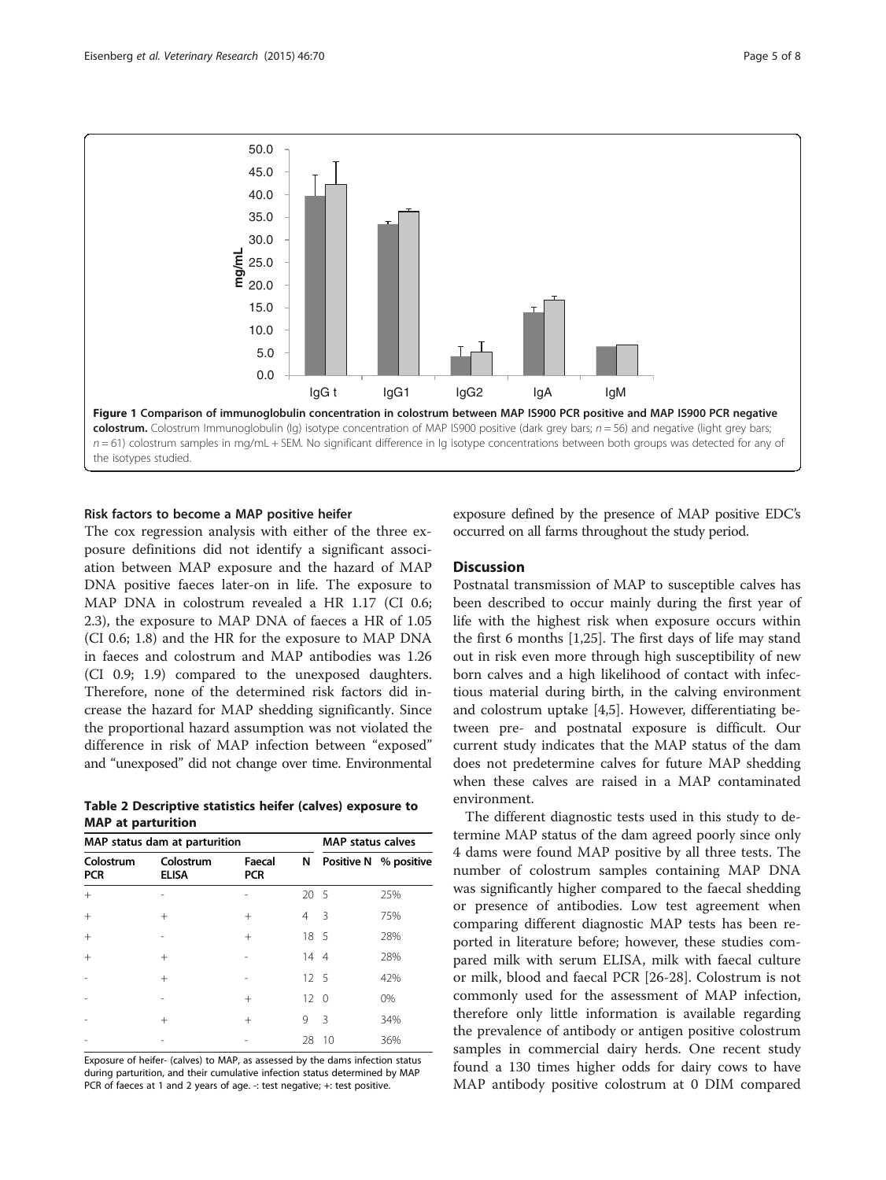Figure 1 **Comparison of immunoglobulin concentration in colostrum between MAP IS900 PCR positive and MAP IS900 PCR negative colostrum.** Colostrum Immunoglobulin (Ig) isotype concentration of MAP IS900 positive (dark grey bars; $n = 56$) and negative (light grey bars; $n = 61$) colostrum samples in mg/mL + SEM. No significant difference in Ig isotype concentrations between both groups was detected for any of the isotypes studied.

### Risk factors to become a MAP positive heifer

The cox regression analysis with either of the three exposure definitions did not identify a significant association between MAP exposure and the hazard of MAP DNA positive faeces later-on in life. The exposure to MAP DNA in colostrum revealed a HR 1.17 (CI 0.6; 2.3), the exposure to MAP DNA of faeces a HR of 1.05 (CI 0.6; 1.8) and the HR for the exposure to MAP DNA in faeces and colostrum and MAP antibodies was 1.26 (CI 0.9; 1.9) compared to the unexposed daughters. Therefore, none of the determined risk factors did increase the hazard for MAP shedding significantly. Since the proportional hazard assumption was not violated the difference in risk of MAP infection between "exposed" and "unexposed" did not change over time. Environmental exposure defined by the presence of MAP positive EDC's occurred on all farms throughout the study period.

**Table 2 Descriptive statistics heifer (calves) exposure to MAP at parturition**

| MAP status dam at parturition | | | | MAP status calves | |
|---|---|---|---|---|---|
| Colostrum PCR | Colostrum ELISA | Faecal PCR | N | Positive N | % positive |
| + | - | - | 20 | 5 | 25% |
| + | + | + | 4 | 3 | 75% |
| + | - | + | 18 | 5 | 28% |
| + | + | - | 14 | 4 | 28% |
| - | + | - | 12 | 5 | 42% |
| - | - | + | 12 | 0 | 0% |
| - | + | + | 9 | 3 | 34% |
| - | - | - | 28 | 10 | 36% |

Exposure of heifer- (calves) to MAP, as assessed by the dams infection status during parturition, and their cumulative infection status determined by MAP PCR of faeces at 1 and 2 years of age. -: test negative; +: test positive.

## Discussion

Postnatal transmission of MAP to susceptible calves has been described to occur mainly during the first year of life with the highest risk when exposure occurs within the first 6 months [1,25]. The first days of life may stand out in risk even more through high susceptibility of new born calves and a high likelihood of contact with infectious material during birth, in the calving environment and colostrum uptake [4,5]. However, differentiating between pre- and postnatal exposure is difficult. Our current study indicates that the MAP status of the dam does not predetermine calves for future MAP shedding when these calves are raised in a MAP contaminated environment.

The different diagnostic tests used in this study to determine MAP status of the dam agreed poorly since only 4 dams were found MAP positive by all three tests. The number of colostrum samples containing MAP DNA was significantly higher compared to the faecal shedding or presence of antibodies. Low test agreement when comparing different diagnostic MAP tests has been reported in literature before; however, these studies compared milk with serum ELISA, milk with faecal culture or milk, blood and faecal PCR [26-28]. Colostrum is not commonly used for the assessment of MAP infection, therefore only little information is available regarding the prevalence of antibody or antigen positive colostrum samples in commercial dairy herds. One recent study found a 130 times higher odds for dairy cows to have MAP antibody positive colostrum at 0 DIM compared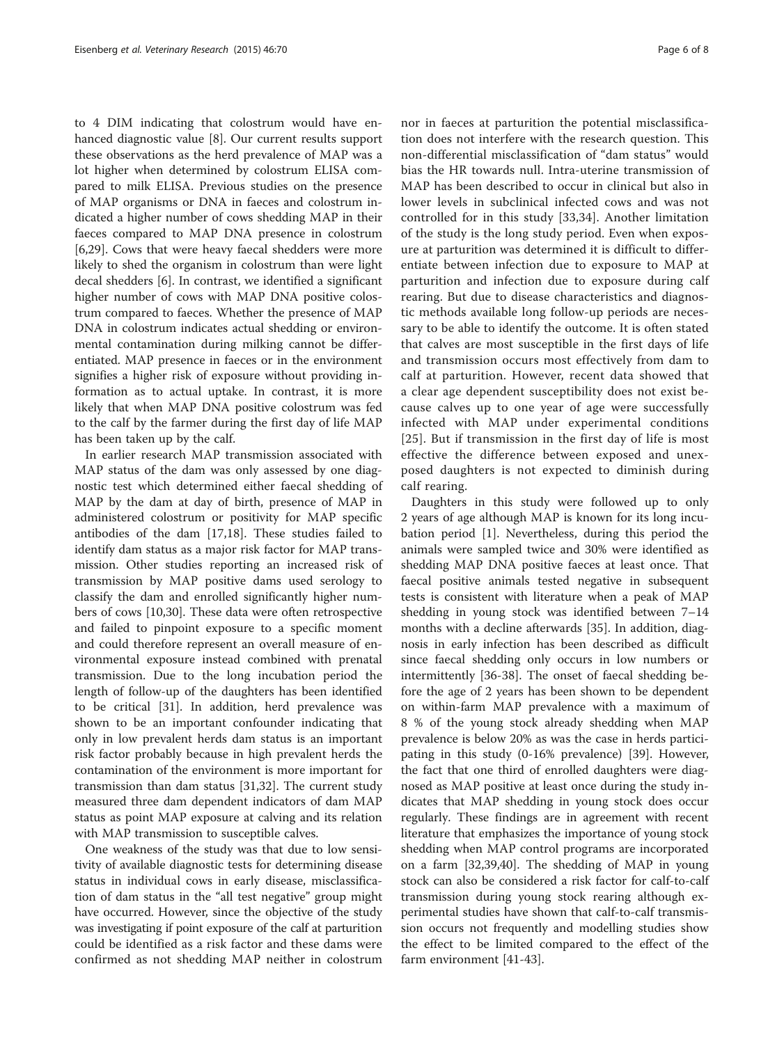to 4 DIM indicating that colostrum would have enhanced diagnostic value [8]. Our current results support these observations as the herd prevalence of MAP was a lot higher when determined by colostrum ELISA compared to milk ELISA. Previous studies on the presence of MAP organisms or DNA in faeces and colostrum indicated a higher number of cows shedding MAP in their faeces compared to MAP DNA presence in colostrum [6,29]. Cows that were heavy faecal shedders were more likely to shed the organism in colostrum than were light decal shedders [6]. In contrast, we identified a significant higher number of cows with MAP DNA positive colostrum compared to faeces. Whether the presence of MAP DNA in colostrum indicates actual shedding or environmental contamination during milking cannot be differentiated. MAP presence in faeces or in the environment signifies a higher risk of exposure without providing information as to actual uptake. In contrast, it is more likely that when MAP DNA positive colostrum was fed to the calf by the farmer during the first day of life MAP has been taken up by the calf.

In earlier research MAP transmission associated with MAP status of the dam was only assessed by one diagnostic test which determined either faecal shedding of MAP by the dam at day of birth, presence of MAP in administered colostrum or positivity for MAP specific antibodies of the dam [17,18]. These studies failed to identify dam status as a major risk factor for MAP transmission. Other studies reporting an increased risk of transmission by MAP positive dams used serology to classify the dam and enrolled significantly higher numbers of cows [10,30]. These data were often retrospective and failed to pinpoint exposure to a specific moment and could therefore represent an overall measure of environmental exposure instead combined with prenatal transmission. Due to the long incubation period the length of follow-up of the daughters has been identified to be critical [31]. In addition, herd prevalence was shown to be an important confounder indicating that only in low prevalent herds dam status is an important risk factor probably because in high prevalent herds the contamination of the environment is more important for transmission than dam status [31,32]. The current study measured three dam dependent indicators of dam MAP status as point MAP exposure at calving and its relation with MAP transmission to susceptible calves.

One weakness of the study was that due to low sensitivity of available diagnostic tests for determining disease status in individual cows in early disease, misclassification of dam status in the "all test negative" group might have occurred. However, since the objective of the study was investigating if point exposure of the calf at parturition could be identified as a risk factor and these dams were confirmed as not shedding MAP neither in colostrum nor in faeces at parturition the potential misclassification does not interfere with the research question. This non-differential misclassification of "dam status" would bias the HR towards null. Intra-uterine transmission of MAP has been described to occur in clinical but also in lower levels in subclinical infected cows and was not controlled for in this study [33,34]. Another limitation of the study is the long study period. Even when exposure at parturition was determined it is difficult to differentiate between infection due to exposure to MAP at parturition and infection due to exposure during calf rearing. But due to disease characteristics and diagnostic methods available long follow-up periods are necessary to be able to identify the outcome. It is often stated that calves are most susceptible in the first days of life and transmission occurs most effectively from dam to calf at parturition. However, recent data showed that a clear age dependent susceptibility does not exist because calves up to one year of age were successfully infected with MAP under experimental conditions [25]. But if transmission in the first day of life is most effective the difference between exposed and unexposed daughters is not expected to diminish during calf rearing.

Daughters in this study were followed up to only 2 years of age although MAP is known for its long incubation period [1]. Nevertheless, during this period the animals were sampled twice and 30% were identified as shedding MAP DNA positive faeces at least once. That faecal positive animals tested negative in subsequent tests is consistent with literature when a peak of MAP shedding in young stock was identified between 7–14 months with a decline afterwards [35]. In addition, diagnosis in early infection has been described as difficult since faecal shedding only occurs in low numbers or intermittently [36-38]. The onset of faecal shedding before the age of 2 years has been shown to be dependent on within-farm MAP prevalence with a maximum of 8 % of the young stock already shedding when MAP prevalence is below 20% as was the case in herds participating in this study (0-16% prevalence) [39]. However, the fact that one third of enrolled daughters were diagnosed as MAP positive at least once during the study indicates that MAP shedding in young stock does occur regularly. These findings are in agreement with recent literature that emphasizes the importance of young stock shedding when MAP control programs are incorporated on a farm [32,39,40]. The shedding of MAP in young stock can also be considered a risk factor for calf-to-calf transmission during young stock rearing although experimental studies have shown that calf-to-calf transmission occurs not frequently and modelling studies show the effect to be limited compared to the effect of the farm environment [41-43].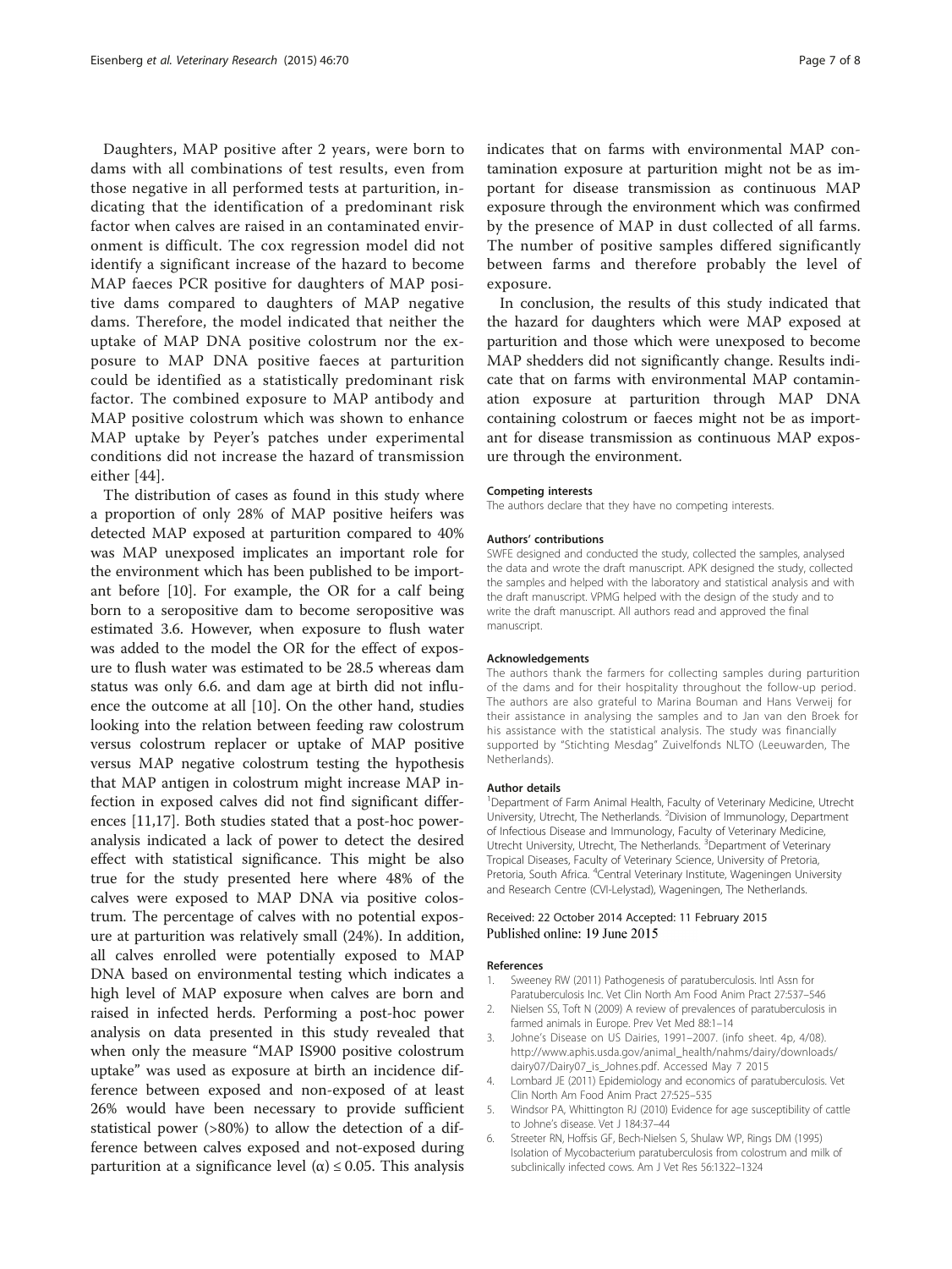Daughters, MAP positive after 2 years, were born to dams with all combinations of test results, even from those negative in all performed tests at parturition, indicating that the identification of a predominant risk factor when calves are raised in an contaminated environment is difficult. The cox regression model did not identify a significant increase of the hazard to become MAP faeces PCR positive for daughters of MAP positive dams compared to daughters of MAP negative dams. Therefore, the model indicated that neither the uptake of MAP DNA positive colostrum nor the exposure to MAP DNA positive faeces at parturition could be identified as a statistically predominant risk factor. The combined exposure to MAP antibody and MAP positive colostrum which was shown to enhance MAP uptake by Peyer's patches under experimental conditions did not increase the hazard of transmission either [44].

The distribution of cases as found in this study where a proportion of only 28% of MAP positive heifers was detected MAP exposed at parturition compared to 40% was MAP unexposed implicates an important role for the environment which has been published to be important before [10]. For example, the OR for a calf being born to a seropositive dam to become seropositive was estimated 3.6. However, when exposure to flush water was added to the model the OR for the effect of exposure to flush water was estimated to be 28.5 whereas dam status was only 6.6. and dam age at birth did not influence the outcome at all [10]. On the other hand, studies looking into the relation between feeding raw colostrum versus colostrum replacer or uptake of MAP positive versus MAP negative colostrum testing the hypothesis that MAP antigen in colostrum might increase MAP infection in exposed calves did not find significant differences [11,17]. Both studies stated that a post-hoc power-analysis indicated a lack of power to detect the desired effect with statistical significance. This might be also true for the study presented here where 48% of the calves were exposed to MAP DNA via positive colostrum. The percentage of calves with no potential exposure at parturition was relatively small (24%). In addition, all calves enrolled were potentially exposed to MAP DNA based on environmental testing which indicates a high level of MAP exposure when calves are born and raised in infected herds. Performing a post-hoc power analysis on data presented in this study revealed that when only the measure "MAP IS900 positive colostrum uptake" was used as exposure at birth an incidence difference between exposed and non-exposed of at least 26% would have been necessary to provide sufficient statistical power (>80%) to allow the detection of a difference between calves exposed and not-exposed during parturition at a significance level ($\alpha$) ≤ 0.05. This analysis indicates that on farms with environmental MAP contamination exposure at parturition might not be as important for disease transmission as continuous MAP exposure through the environment which was confirmed by the presence of MAP in dust collected of all farms. The number of positive samples differed significantly between farms and therefore probably the level of exposure.

In conclusion, the results of this study indicated that the hazard for daughters which were MAP exposed at parturition and those which were unexposed to become MAP shedders did not significantly change. Results indicate that on farms with environmental MAP contamination exposure at parturition through MAP DNA containing colostrum or faeces might not be as important for disease transmission as continuous MAP exposure through the environment.

#### Competing interests

The authors declare that they have no competing interests.

#### Authors' contributions

SWFE designed and conducted the study, collected the samples, analysed the data and wrote the draft manuscript. APK designed the study, collected the samples and helped with the laboratory and statistical analysis and with the draft manuscript. VPMG helped with the design of the study and to write the draft manuscript. All authors read and approved the final manuscript.

#### Acknowledgements

The authors thank the farmers for collecting samples during parturition of the dams and for their hospitality throughout the follow-up period. The authors are also grateful to Marina Bouman and Hans Verweij for their assistance in analysing the samples and to Jan van den Broek for his assistance with the statistical analysis. The study was financially supported by "Stichting Mesdag" Zuivelfonds NLTO (Leeuwarden, The Netherlands).

#### Author details

[1]Department of Farm Animal Health, Faculty of Veterinary Medicine, Utrecht University, Utrecht, The Netherlands. [2]Division of Immunology, Department of Infectious Disease and Immunology, Faculty of Veterinary Medicine, Utrecht University, Utrecht, The Netherlands. [3]Department of Veterinary Tropical Diseases, Faculty of Veterinary Science, University of Pretoria, Pretoria, South Africa. [4]Central Veterinary Institute, Wageningen University and Research Centre (CVI-Lelystad), Wageningen, The Netherlands.

Received: 22 October 2014 Accepted: 11 February 2015
Published online: 19 June 2015

#### References

1. Sweeney RW (2011) Pathogenesis of paratuberculosis. Intl Assn for Paratuberculosis Inc. Vet Clin North Am Food Anim Pract 27:537–546
2. Nielsen SS, Toft N (2009) A review of prevalences of paratuberculosis in farmed animals in Europe. Prev Vet Med 88:1–14
3. Johne's Disease on US Dairies, 1991–2007. (info sheet. 4p, 4/08). http://www.aphis.usda.gov/animal_health/nahms/dairy/downloads/dairy07/Dairy07_is_Johnes.pdf. Accessed May 7 2015
4. Lombard JE (2011) Epidemiology and economics of paratuberculosis. Vet Clin North Am Food Anim Pract 27:525–535
5. Windsor PA, Whittington RJ (2010) Evidence for age susceptibility of cattle to Johne's disease. Vet J 184:37–44
6. Streeter RN, Hoffsis GF, Bech-Nielsen S, Shulaw WP, Rings DM (1995) Isolation of Mycobacterium paratuberculosis from colostrum and milk of subclinically infected cows. Am J Vet Res 56:1322–1324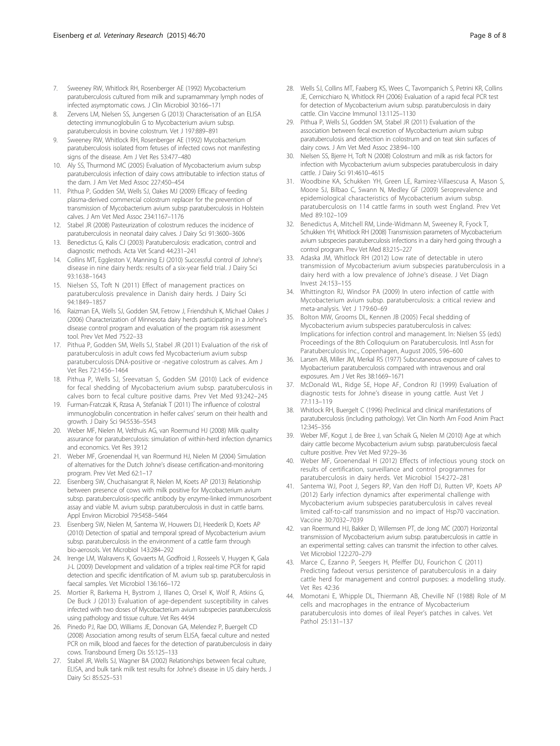7. Sweeney RW, Whitlock RH, Rosenberger AE (1992) Mycobacterium paratuberculosis cultured from milk and supramammary lymph nodes of infected asymptomatic cows. J Clin Microbiol 30:166–171
8. Zervens LM, Nielsen SS, Jungersen G (2013) Characterisation of an ELISA detecting immunoglobulin G to Mycobacterium avium subsp. paratuberculosis in bovine colostrum. Vet J 197:889–891
9. Sweeney RW, Whitlock RH, Rosenberger AE (1992) Mycobacterium paratuberculosis isolated from fetuses of infected cows not manifesting signs of the disease. Am J Vet Res 53:477–480
10. Aly SS, Thurmond MC (2005) Evaluation of Mycobacterium avium subsp paratuberculosis infection of dairy cows attributable to infection status of the dam. J Am Vet Med Assoc 227:450–454
11. Pithua P, Godden SM, Wells SJ, Oakes MJ (2009) Efficacy of feeding plasma-derived commercial colostrum replacer for the prevention of transmission of Mycobacterium avium subsp paratuberculosis in Holstein calves. J Am Vet Med Assoc 234:1167–1176
12. Stabel JR (2008) Pasteurization of colostrum reduces the incidence of paratuberculosis in neonatal dairy calves. J Dairy Sci 91:3600–3606
13. Benedictus G, Kalis CJ (2003) Paratuberculosis: eradication, control and diagnostic methods. Acta Vet Scand 44:231–241
14. Collins MT, Eggleston V, Manning EJ (2010) Successful control of Johne's disease in nine dairy herds: results of a six-year field trial. J Dairy Sci 93:1638–1643
15. Nielsen SS, Toft N (2011) Effect of management practices on paratuberculosis prevalence in Danish dairy herds. J Dairy Sci 94:1849–1857
16. Raizman EA, Wells SJ, Godden SM, Fetrow J, Friendshuh K, Michael Oakes J (2006) Characterization of Minnesota dairy herds participating in a Johne's disease control program and evaluation of the program risk assessment tool. Prev Vet Med 75:22–33
17. Pithua P, Godden SM, Wells SJ, Stabel JR (2011) Evaluation of the risk of paratuberculosis in adult cows fed Mycobacterium avium subsp paratuberculosis DNA-positive or -negative colostrum as calves. Am J Vet Res 72:1456–1464
18. Pithua P, Wells SJ, Sreevatsan S, Godden SM (2010) Lack of evidence for fecal shedding of Mycobacterium avium subsp. paratuberculosis in calves born to fecal culture positive dams. Prev Vet Med 93:242–245
19. Furman-Fratczak K, Rzasa A, Stefaniak T (2011) The influence of colostral immunoglobulin concentration in heifer calves' serum on their health and growth. J Dairy Sci 94:5536–5543
20. Weber MF, Nielen M, Velthuis AG, van Roermund HJ (2008) Milk quality assurance for paratuberculosis: simulation of within-herd infection dynamics and economics. Vet Res 39:12
21. Weber MF, Groenendaal H, van Roermund HJ, Nielen M (2004) Simulation of alternatives for the Dutch Johne's disease certification-and-monitoring program. Prev Vet Med 62:1–17
22. Eisenberg SW, Chuchaisangrat R, Nielen M, Koets AP (2013) Relationship between presence of cows with milk positive for Mycobacterium avium subsp. paratuberculosis-specific antibody by enzyme-linked immunosorbent assay and viable M. avium subsp. paratuberculosis in dust in cattle barns. Appl Environ Microbiol 79:5458–5464
23. Eisenberg SW, Nielen M, Santema W, Houwers DJ, Heederik D, Koets AP (2010) Detection of spatial and temporal spread of Mycobacterium avium subsp. paratuberculosis in the environment of a cattle farm through bio-aerosols. Vet Microbiol 143:284–292
24. Irenge LM, Walravens K, Govaerts M, Godfroid J, Rosseels V, Huygen K, Gala J-L (2009) Development and validation of a triplex real-time PCR for rapid detection and specific identification of M. avium sub sp. paratuberculosis in faecal samples. Vet Microbiol 136:166–172
25. Mortier R, Barkema H, Bystrom J, Illanes O, Orsel K, Wolf R, Atkins G, De Buck J (2013) Evaluation of age-dependent susceptibility in calves infected with two doses of Mycobacterium avium subspecies paratuberculosis using pathology and tissue culture. Vet Res 44:94
26. Pinedo PJ, Rae DO, Williams JE, Donovan GA, Melendez P, Buergelt CD (2008) Association among results of serum ELISA, faecal culture and nested PCR on milk, blood and faeces for the detection of paratuberculosis in dairy cows. Transbound Emerg Dis 55:125–133
27. Stabel JR, Wells SJ, Wagner BA (2002) Relationships between fecal culture, ELISA, and bulk tank milk test results for Johne's disease in US dairy herds. J Dairy Sci 85:525–531
28. Wells SJ, Collins MT, Faaberg KS, Wees C, Tavornpanich S, Petrini KR, Collins JE, Cernicchiaro N, Whitlock RH (2006) Evaluation of a rapid fecal PCR test for detection of Mycobacterium avium subsp. paratuberculosis in dairy cattle. Clin Vaccine Immunol 13:1125–1130
29. Pithua P, Wells SJ, Godden SM, Stabel JR (2011) Evaluation of the association between fecal excretion of Mycobacterium avium subsp paratuberculosis and detection in colostrum and on teat skin surfaces of dairy cows. J Am Vet Med Assoc 238:94–100
30. Nielsen SS, Bjerre H, Toft N (2008) Colostrum and milk as risk factors for infection with Mycobacterium avium subspecies paratuberculosis in dairy cattle. J Dairy Sci 91:4610–4615
31. Woodbine KA, Schukken YH, Green LE, Ramirez-Villaescusa A, Mason S, Moore SJ, Bilbao C, Swann N, Medley GF (2009) Seroprevalence and epidemiological characteristics of Mycobacterium avium subsp. paratuberculosis on 114 cattle farms in south west England. Prev Vet Med 89:102–109
32. Benedictus A, Mitchell RM, Linde-Widmann M, Sweeney R, Fyock T, Schukken YH, Whitlock RH (2008) Transmission parameters of Mycobacterium avium subspecies paratuberculosis infections in a dairy herd going through a control program. Prev Vet Med 83:215–227
33. Adaska JM, Whitlock RH (2012) Low rate of detectable in utero transmission of Mycobacterium avium subspecies paratuberculosis in a dairy herd with a low prevalence of Johne's disease. J Vet Diagn Invest 24:153–155
34. Whittington RJ, Windsor PA (2009) In utero infection of cattle with Mycobacterium avium subsp. paratuberculosis: a critical review and meta-analysis. Vet J 179:60–69
35. Bolton MW, Grooms DL, Kennen JB (2005) Fecal shedding of Mycobacterium avium subspecies paratuberculosis in calves: Implications for infection control and management. In: Nielsen SS (eds) Proceedings of the 8th Colloquium on Paratuberculosis. Intl Assn for Paratuberculosis Inc., Copenhagen, August 2005, 596–600
36. Larsen AB, Miller JM, Merkal RS (1977) Subcutaneous exposure of calves to Myobacterium paratuberculosis compared with intravenous and oral exposures. Am J Vet Res 38:1669–1671
37. McDonald WL, Ridge SE, Hope AF, Condron RJ (1999) Evaluation of diagnostic tests for Johne's disease in young cattle. Aust Vet J 77:113–119
38. Whitlock RH, Buergelt C (1996) Preclinical and clinical manifestations of paratuberculosis (including pathology). Vet Clin North Am Food Anim Pract 12:345–356
39. Weber MF, Kogut J, de Bree J, van Schaik G, Nielen M (2010) Age at which dairy cattle become Mycobacterium avium subsp. paratuberculosis faecal culture positive. Prev Vet Med 97:29–36
40. Weber MF, Groenendaal H (2012) Effects of infectious young stock on results of certification, surveillance and control programmes for paratuberculosis in dairy herds. Vet Microbiol 154:272–281
41. Santema WJ, Poot J, Segers RP, Van den Hoff DJ, Rutten VP, Koets AP (2012) Early infection dynamics after experimental challenge with Mycobacterium avium subspecies paratuberculosis in calves reveal limited calf-to-calf transmission and no impact of Hsp70 vaccination. Vaccine 30:7032–7039
42. van Roermund HJ, Bakker D, Willemsen PT, de Jong MC (2007) Horizontal transmission of Mycobacterium avium subsp. paratuberculosis in cattle in an experimental setting: calves can transmit the infection to other calves. Vet Microbiol 122:270–279
43. Marce C, Ezanno P, Seegers H, Pfeiffer DU, Fourichon C (2011) Predicting fadeout versus persistence of paratuberculosis in a dairy cattle herd for management and control purposes: a modelling study. Vet Res 42:36
44. Momotani E, Whipple DL, Thiermann AB, Cheville NF (1988) Role of M cells and macrophages in the entrance of Mycobacterium paratuberculosis into domes of ileal Peyer's patches in calves. Vet Pathol 25:131–137